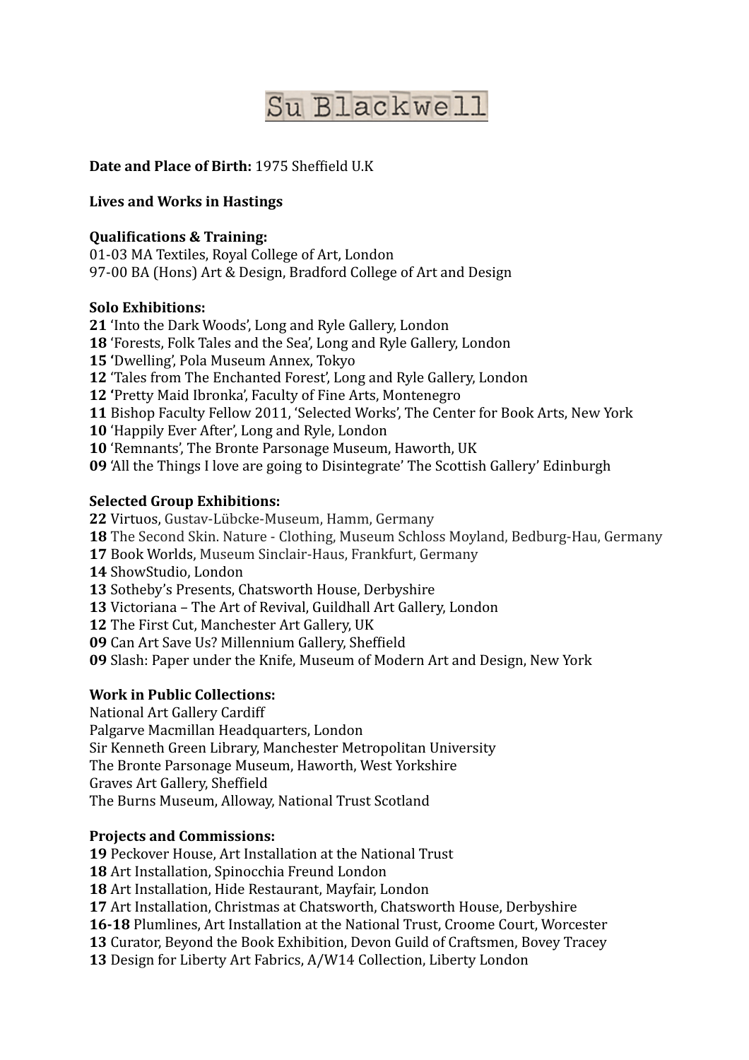# Su Blackwell

**Date and Place of Birth:** 1975 Sheffield U.K

**Lives and Works in Hastings**

**Qualifications & Training:**
01-03 MA Textiles, Royal College of Art, London
97-00 BA (Hons) Art & Design, Bradford College of Art and Design

**Solo Exhibitions:**
**21** 'Into the Dark Woods', Long and Ryle Gallery, London
**18** 'Forests, Folk Tales and the Sea', Long and Ryle Gallery, London
**15** 'Dwelling', Pola Museum Annex, Tokyo
**12** 'Tales from The Enchanted Forest', Long and Ryle Gallery, London
**12** 'Pretty Maid Ibronka', Faculty of Fine Arts, Montenegro
**11** Bishop Faculty Fellow 2011, 'Selected Works', The Center for Book Arts, New York
**10** 'Happily Ever After', Long and Ryle, London
**10** 'Remnants', The Bronte Parsonage Museum, Haworth, UK
**09** 'All the Things I love are going to Disintegrate' The Scottish Gallery' Edinburgh

**Selected Group Exhibitions:**
**22** Virtuos, Gustav-Lübcke-Museum, Hamm, Germany
**18** The Second Skin. Nature - Clothing, Museum Schloss Moyland, Bedburg-Hau, Germany
**17** Book Worlds, Museum Sinclair-Haus, Frankfurt, Germany
**14** ShowStudio, London
**13** Sotheby's Presents, Chatsworth House, Derbyshire
**13** Victoriana – The Art of Revival, Guildhall Art Gallery, London
**12** The First Cut, Manchester Art Gallery, UK
**09** Can Art Save Us? Millennium Gallery, Sheffield
**09** Slash: Paper under the Knife, Museum of Modern Art and Design, New York

**Work in Public Collections:**
National Art Gallery Cardiff
Palgarve Macmillan Headquarters, London
Sir Kenneth Green Library, Manchester Metropolitan University
The Bronte Parsonage Museum, Haworth, West Yorkshire
Graves Art Gallery, Sheffield
The Burns Museum, Alloway, National Trust Scotland

**Projects and Commissions:**
**19** Peckover House, Art Installation at the National Trust
**18** Art Installation, Spinocchia Freund London
**18** Art Installation, Hide Restaurant, Mayfair, London
**17** Art Installation, Christmas at Chatsworth, Chatsworth House, Derbyshire
**16-18** Plumlines, Art Installation at the National Trust, Croome Court, Worcester
**13** Curator, Beyond the Book Exhibition, Devon Guild of Craftsmen, Bovey Tracey
**13** Design for Liberty Art Fabrics, A/W14 Collection, Liberty London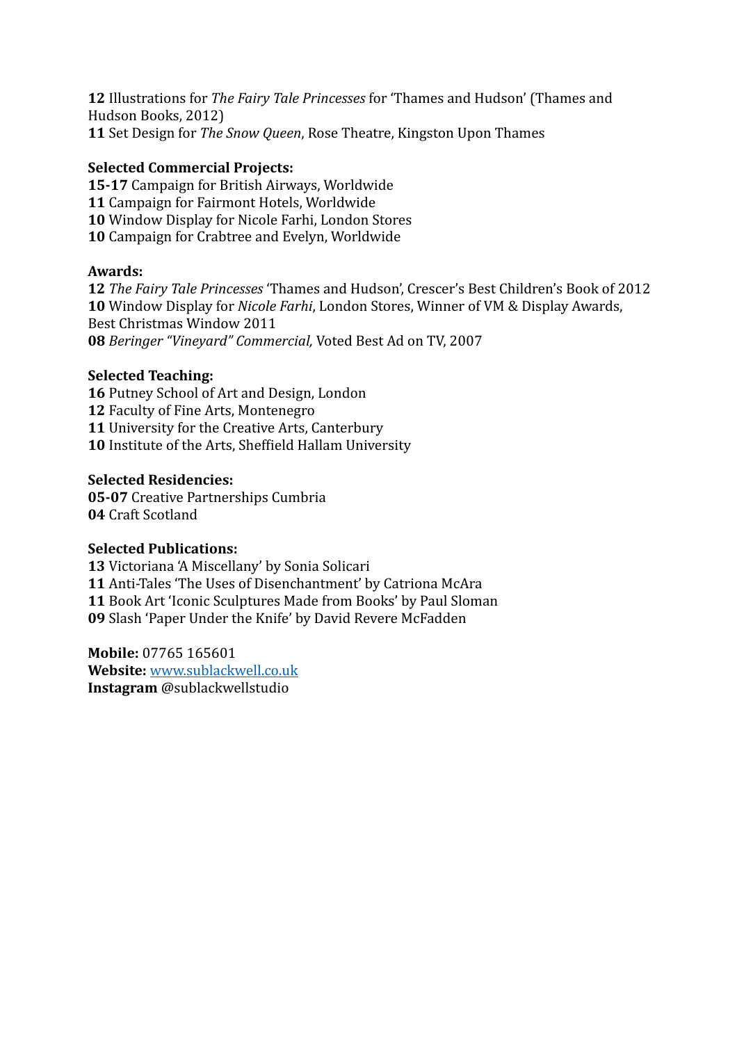**12** Illustrations for *The Fairy Tale Princesses* for 'Thames and Hudson' (Thames and Hudson Books, 2012)
**11** Set Design for *The Snow Queen*, Rose Theatre, Kingston Upon Thames

**Selected Commercial Projects:**
**15-17** Campaign for British Airways, Worldwide
**11** Campaign for Fairmont Hotels, Worldwide
**10** Window Display for Nicole Farhi, London Stores
**10** Campaign for Crabtree and Evelyn, Worldwide

**Awards:**
**12** *The Fairy Tale Princesses* 'Thames and Hudson', Crescer's Best Children's Book of 2012
**10** Window Display for *Nicole Farhi*, London Stores, Winner of VM & Display Awards, Best Christmas Window 2011
**08** *Beringer "Vineyard" Commercial,* Voted Best Ad on TV, 2007

**Selected Teaching:**
**16** Putney School of Art and Design, London
**12** Faculty of Fine Arts, Montenegro
**11** University for the Creative Arts, Canterbury
**10** Institute of the Arts, Sheffield Hallam University

**Selected Residencies:**
**05-07** Creative Partnerships Cumbria
**04** Craft Scotland

**Selected Publications:**
**13** Victoriana 'A Miscellany' by Sonia Solicari
**11** Anti-Tales 'The Uses of Disenchantment' by Catriona McAra
**11** Book Art 'Iconic Sculptures Made from Books' by Paul Sloman
**09** Slash 'Paper Under the Knife' by David Revere McFadden

**Mobile:** 07765 165601
**Website:** [www.sublackwell.co.uk](http://www.sublackwell.co.uk)
**Instagram** @sublackwellstudio